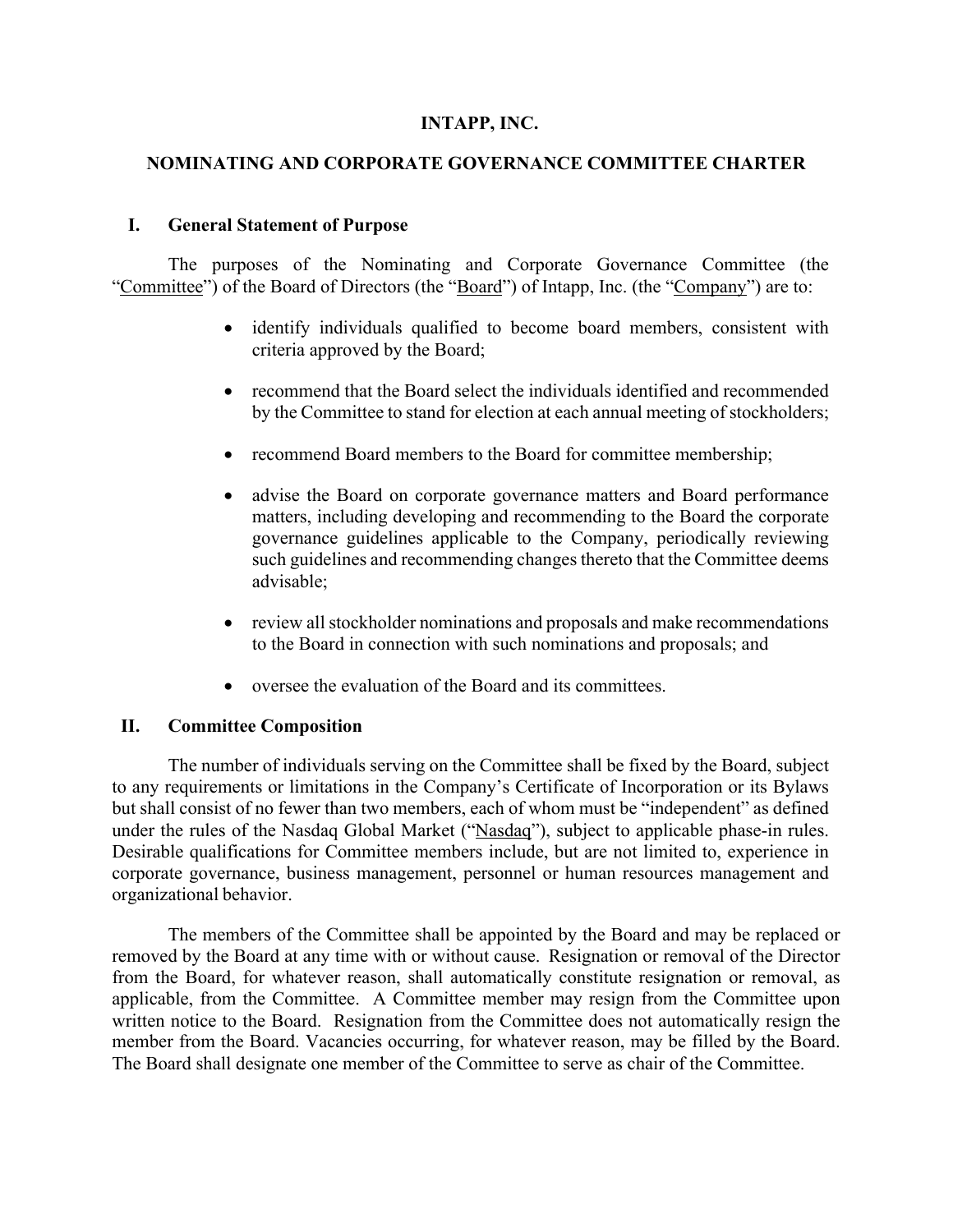# INTAPP, INC.

## NOMINATING AND CORPORATE GOVERNANCE COMMITTEE CHARTER

### I. General Statement of Purpose

The purposes of the Nominating and Corporate Governance Committee (the "Committee") of the Board of Directors (the "Board") of Intapp, Inc. (the "Company") are to:

- identify individuals qualified to become board members, consistent with criteria approved by the Board;
- recommend that the Board select the individuals identified and recommended by the Committee to stand for election at each annual meeting of stockholders;
- recommend Board members to the Board for committee membership;
- advise the Board on corporate governance matters and Board performance matters, including developing and recommending to the Board the corporate governance guidelines applicable to the Company, periodically reviewing such guidelines and recommending changes thereto that the Committee deems advisable;
- review all stockholder nominations and proposals and make recommendations to the Board in connection with such nominations and proposals; and
- oversee the evaluation of the Board and its committees.

### II. Committee Composition

The number of individuals serving on the Committee shall be fixed by the Board, subject to any requirements or limitations in the Company's Certificate of Incorporation or its Bylaws but shall consist of no fewer than two members, each of whom must be "independent" as defined under the rules of the Nasdaq Global Market ("Nasdaq"), subject to applicable phase-in rules. Desirable qualifications for Committee members include, but are not limited to, experience in corporate governance, business management, personnel or human resources management and organizational behavior.

The members of the Committee shall be appointed by the Board and may be replaced or removed by the Board at any time with or without cause. Resignation or removal of the Director from the Board, for whatever reason, shall automatically constitute resignation or removal, as applicable, from the Committee. A Committee member may resign from the Committee upon written notice to the Board. Resignation from the Committee does not automatically resign the member from the Board. Vacancies occurring, for whatever reason, may be filled by the Board. The Board shall designate one member of the Committee to serve as chair of the Committee.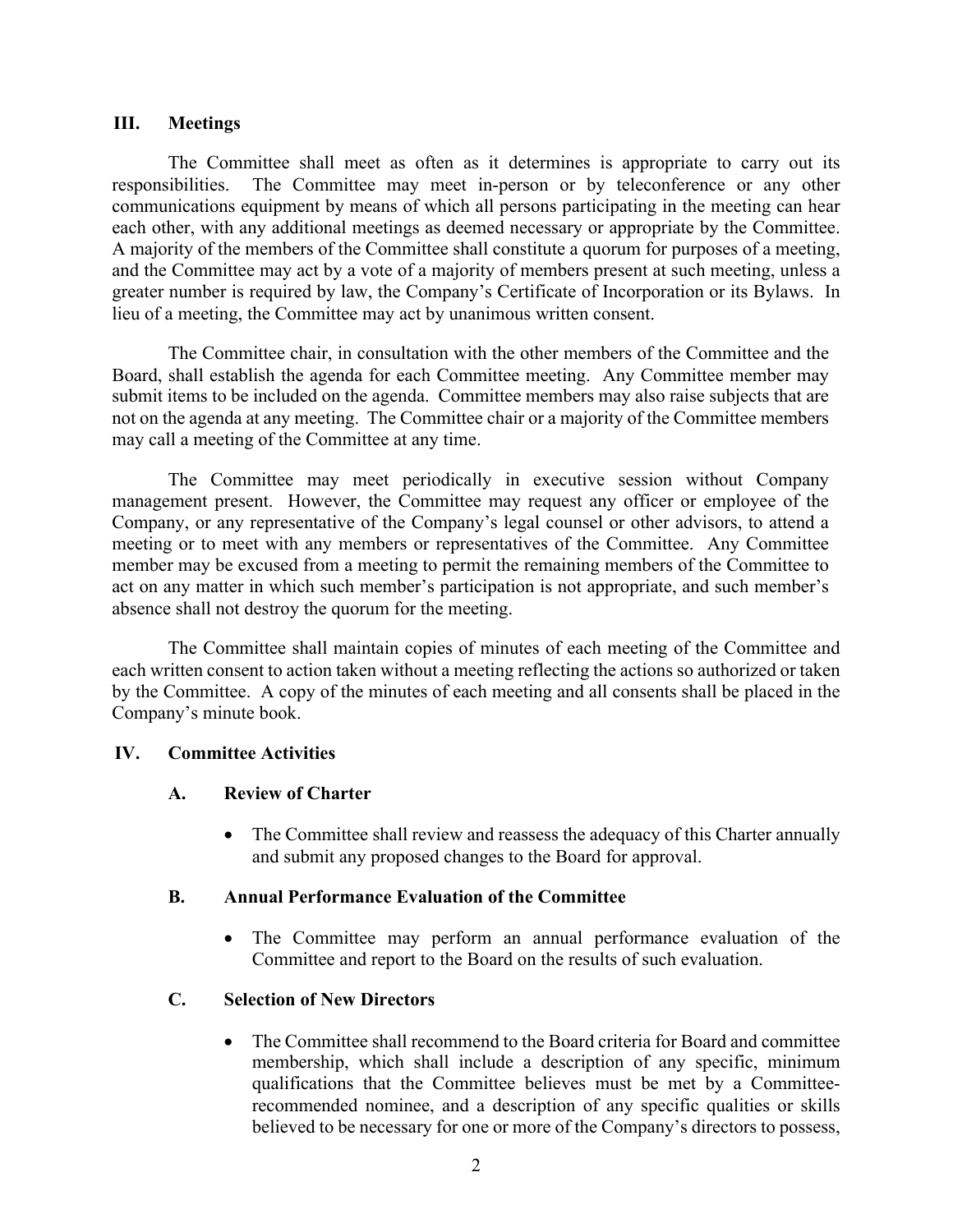## III. Meetings

The Committee shall meet as often as it determines is appropriate to carry out its responsibilities. The Committee may meet in-person or by teleconference or any other communications equipment by means of which all persons participating in the meeting can hear each other, with any additional meetings as deemed necessary or appropriate by the Committee. A majority of the members of the Committee shall constitute a quorum for purposes of a meeting, and the Committee may act by a vote of a majority of members present at such meeting, unless a greater number is required by law, the Company's Certificate of Incorporation or its Bylaws. In lieu of a meeting, the Committee may act by unanimous written consent.

The Committee chair, in consultation with the other members of the Committee and the Board, shall establish the agenda for each Committee meeting. Any Committee member may submit items to be included on the agenda. Committee members may also raise subjects that are not on the agenda at any meeting. The Committee chair or a majority of the Committee members may call a meeting of the Committee at any time.

The Committee may meet periodically in executive session without Company management present. However, the Committee may request any officer or employee of the Company, or any representative of the Company's legal counsel or other advisors, to attend a meeting or to meet with any members or representatives of the Committee. Any Committee member may be excused from a meeting to permit the remaining members of the Committee to act on any matter in which such member's participation is not appropriate, and such member's absence shall not destroy the quorum for the meeting.

The Committee shall maintain copies of minutes of each meeting of the Committee and each written consent to action taken without a meeting reflecting the actions so authorized or taken by the Committee. A copy of the minutes of each meeting and all consents shall be placed in the Company's minute book.

## IV. Committee Activities

### A. Review of Charter

- The Committee shall review and reassess the adequacy of this Charter annually and submit any proposed changes to the Board for approval.

### B. Annual Performance Evaluation of the Committee

- The Committee may perform an annual performance evaluation of the Committee and report to the Board on the results of such evaluation.

### C. Selection of New Directors

- The Committee shall recommend to the Board criteria for Board and committee membership, which shall include a description of any specific, minimum qualifications that the Committee believes must be met by a Committee-recommended nominee, and a description of any specific qualities or skills believed to be necessary for one or more of the Company's directors to possess,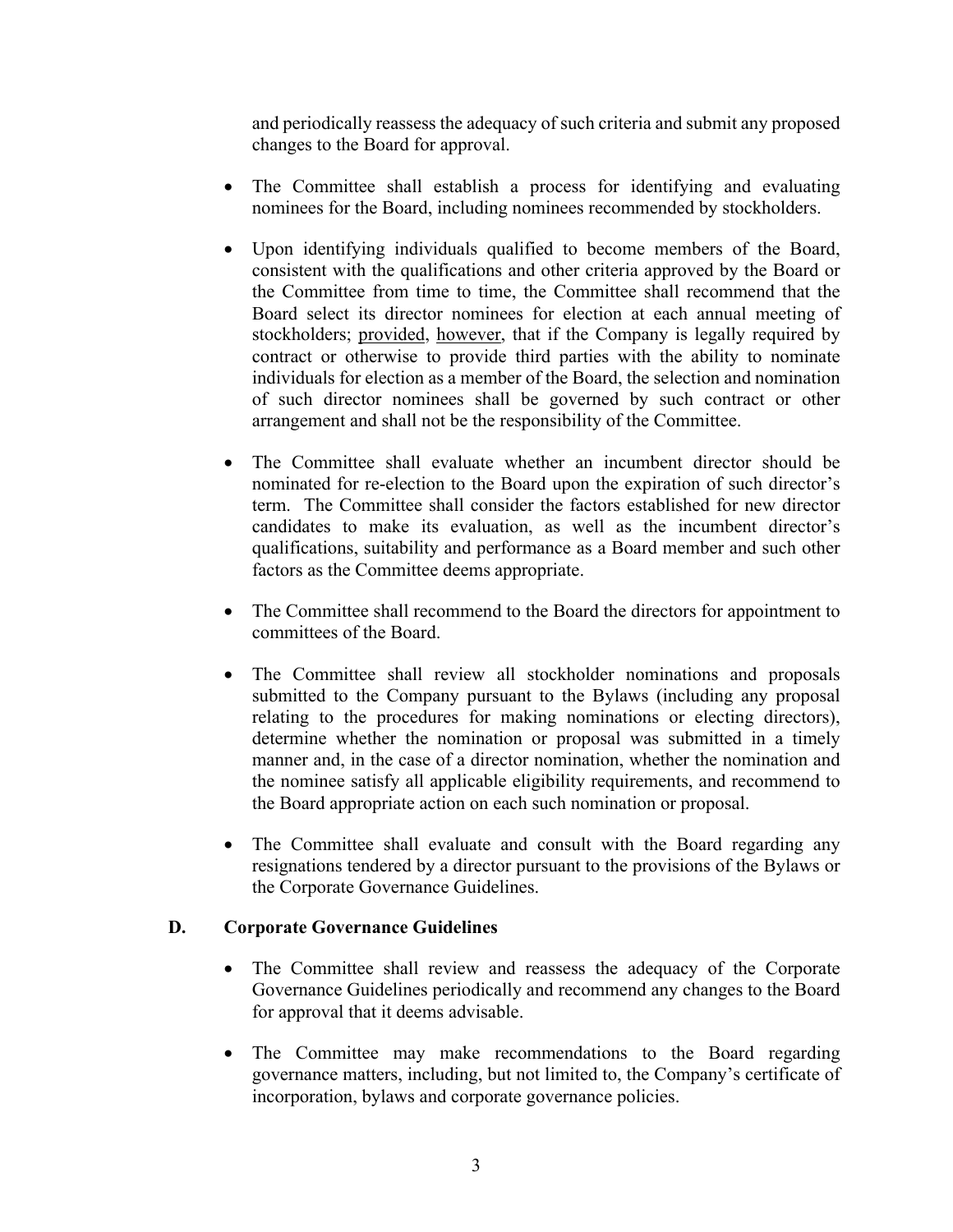and periodically reassess the adequacy of such criteria and submit any proposed changes to the Board for approval.

- The Committee shall establish a process for identifying and evaluating nominees for the Board, including nominees recommended by stockholders.

- Upon identifying individuals qualified to become members of the Board, consistent with the qualifications and other criteria approved by the Board or the Committee from time to time, the Committee shall recommend that the Board select its director nominees for election at each annual meeting of stockholders; provided, however, that if the Company is legally required by contract or otherwise to provide third parties with the ability to nominate individuals for election as a member of the Board, the selection and nomination of such director nominees shall be governed by such contract or other arrangement and shall not be the responsibility of the Committee.

- The Committee shall evaluate whether an incumbent director should be nominated for re-election to the Board upon the expiration of such director's term. The Committee shall consider the factors established for new director candidates to make its evaluation, as well as the incumbent director's qualifications, suitability and performance as a Board member and such other factors as the Committee deems appropriate.

- The Committee shall recommend to the Board the directors for appointment to committees of the Board.

- The Committee shall review all stockholder nominations and proposals submitted to the Company pursuant to the Bylaws (including any proposal relating to the procedures for making nominations or electing directors), determine whether the nomination or proposal was submitted in a timely manner and, in the case of a director nomination, whether the nomination and the nominee satisfy all applicable eligibility requirements, and recommend to the Board appropriate action on each such nomination or proposal.

- The Committee shall evaluate and consult with the Board regarding any resignations tendered by a director pursuant to the provisions of the Bylaws or the Corporate Governance Guidelines.

### D. Corporate Governance Guidelines

- The Committee shall review and reassess the adequacy of the Corporate Governance Guidelines periodically and recommend any changes to the Board for approval that it deems advisable.

- The Committee may make recommendations to the Board regarding governance matters, including, but not limited to, the Company's certificate of incorporation, bylaws and corporate governance policies.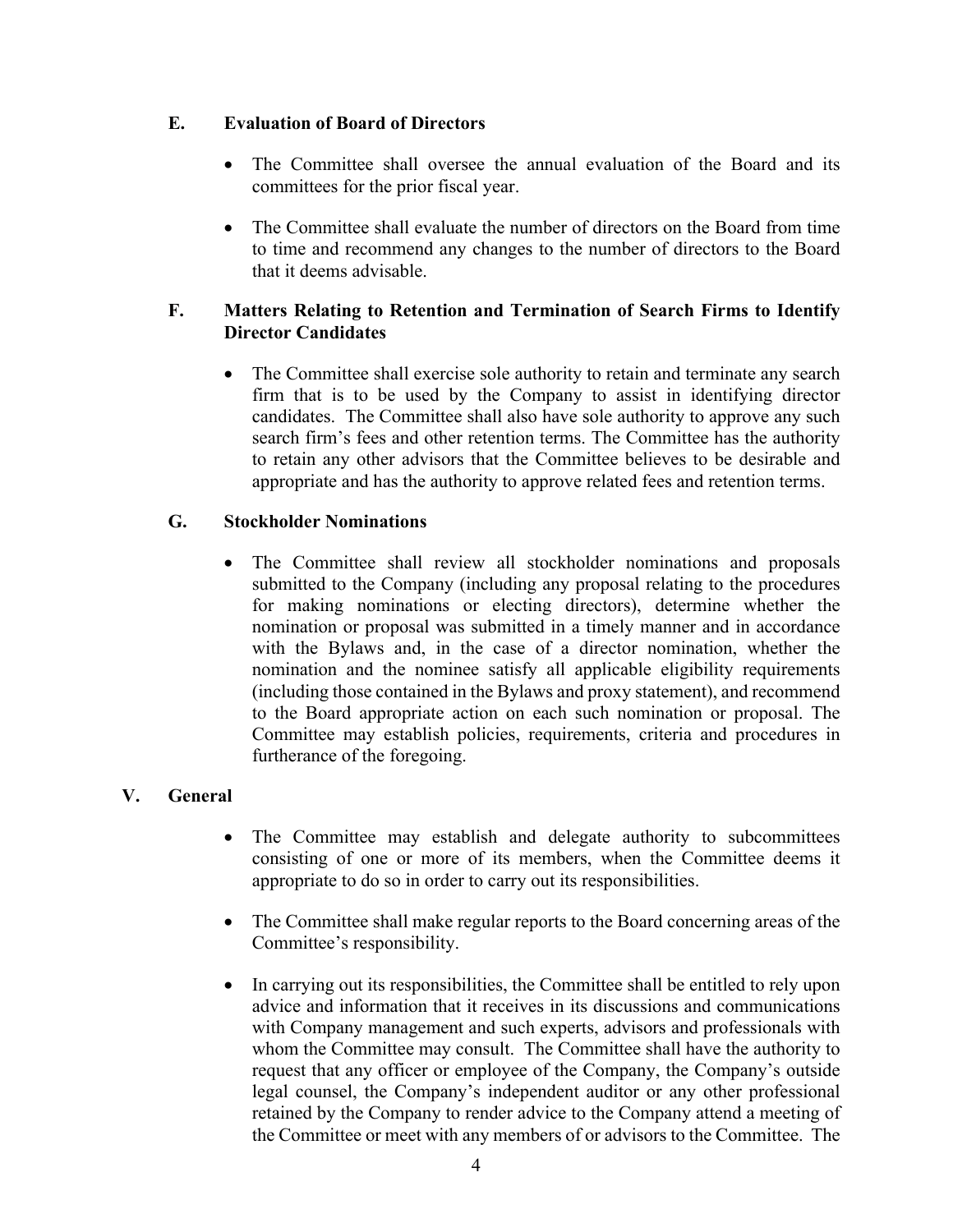### E. Evaluation of Board of Directors

- The Committee shall oversee the annual evaluation of the Board and its committees for the prior fiscal year.
- The Committee shall evaluate the number of directors on the Board from time to time and recommend any changes to the number of directors to the Board that it deems advisable.

### F. Matters Relating to Retention and Termination of Search Firms to Identify Director Candidates

- The Committee shall exercise sole authority to retain and terminate any search firm that is to be used by the Company to assist in identifying director candidates. The Committee shall also have sole authority to approve any such search firm's fees and other retention terms. The Committee has the authority to retain any other advisors that the Committee believes to be desirable and appropriate and has the authority to approve related fees and retention terms.

### G. Stockholder Nominations

- The Committee shall review all stockholder nominations and proposals submitted to the Company (including any proposal relating to the procedures for making nominations or electing directors), determine whether the nomination or proposal was submitted in a timely manner and in accordance with the Bylaws and, in the case of a director nomination, whether the nomination and the nominee satisfy all applicable eligibility requirements (including those contained in the Bylaws and proxy statement), and recommend to the Board appropriate action on each such nomination or proposal. The Committee may establish policies, requirements, criteria and procedures in furtherance of the foregoing.

## V. General

- The Committee may establish and delegate authority to subcommittees consisting of one or more of its members, when the Committee deems it appropriate to do so in order to carry out its responsibilities.
- The Committee shall make regular reports to the Board concerning areas of the Committee's responsibility.
- In carrying out its responsibilities, the Committee shall be entitled to rely upon advice and information that it receives in its discussions and communications with Company management and such experts, advisors and professionals with whom the Committee may consult. The Committee shall have the authority to request that any officer or employee of the Company, the Company's outside legal counsel, the Company's independent auditor or any other professional retained by the Company to render advice to the Company attend a meeting of the Committee or meet with any members of or advisors to the Committee. The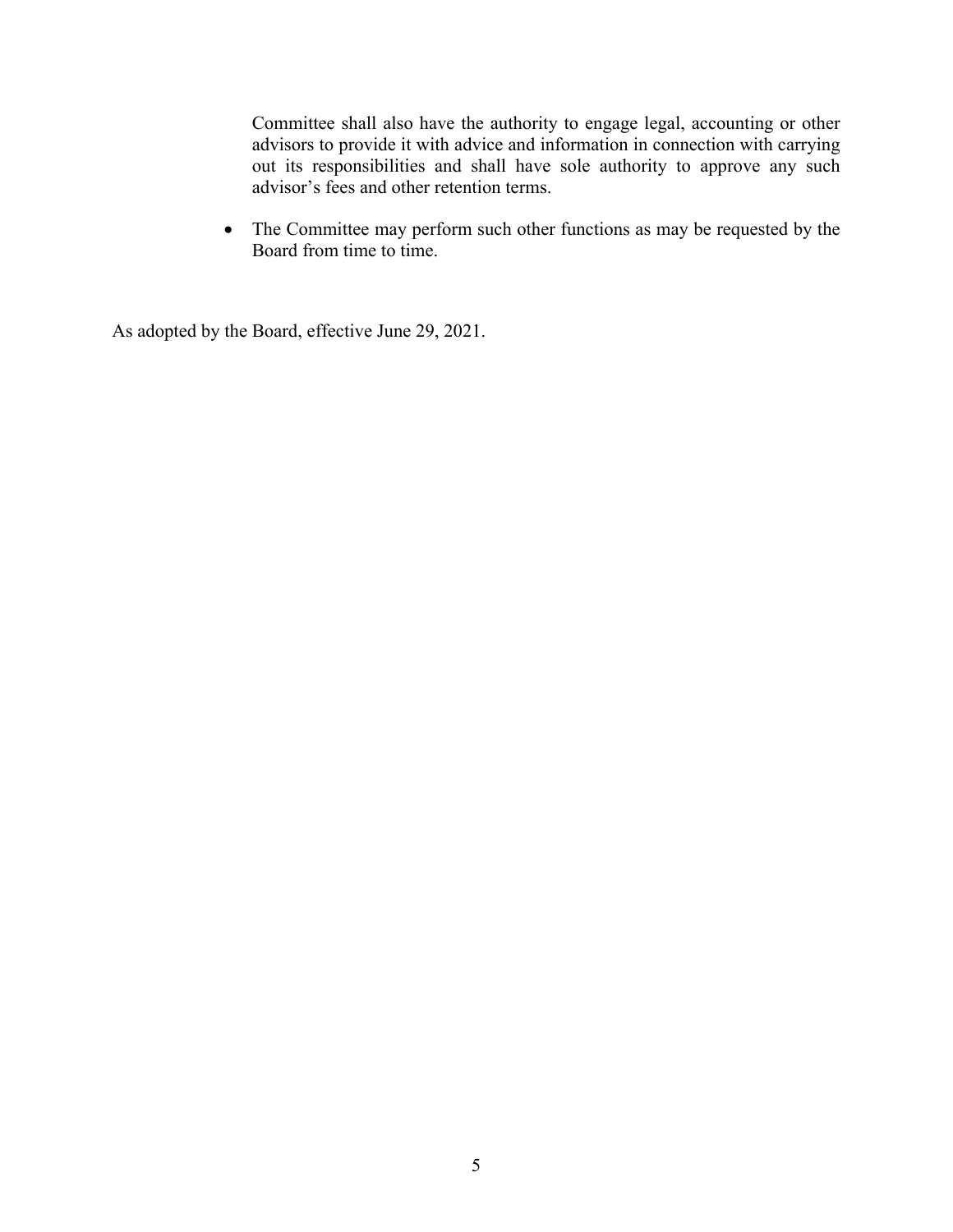Committee shall also have the authority to engage legal, accounting or other advisors to provide it with advice and information in connection with carrying out its responsibilities and shall have sole authority to approve any such advisor's fees and other retention terms.

- The Committee may perform such other functions as may be requested by the Board from time to time.

As adopted by the Board, effective June 29, 2021.